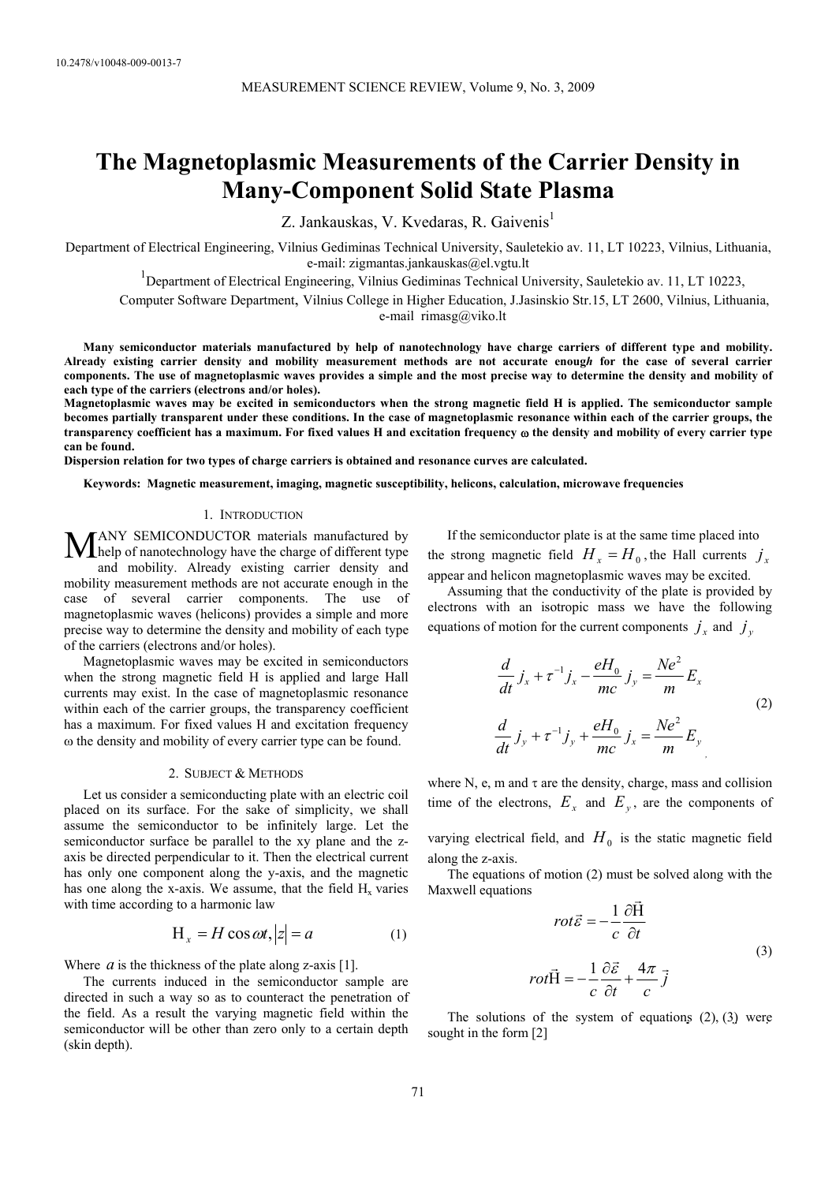# The Magnetoplasmic Measurements of the Carrier Density in Many-Component Solid State Plasma

Z. Jankauskas, V. Kvedaras, R. Gaivenis[1]

Department of Electrical Engineering, Vilnius Gediminas Technical University, Sauletekio av. 11, LT 10223, Vilnius, Lithuania, e-mail: zigmantas.jankauskas@el.vgtu.lt

[1]Department of Electrical Engineering, Vilnius Gediminas Technical University, Sauletekio av. 11, LT 10223, Computer Software Department, Vilnius College in Higher Education, J.Jasinskio Str.15, LT 2600, Vilnius, Lithuania, e-mail rimasg@viko.lt

**Many semiconductor materials manufactured by help of nanotechnology have charge carriers of different type and mobility. Already existing carrier density and mobility measurement methods are not accurate enough for the case of several carrier components. The use of magnetoplasmic waves provides a simple and the most precise way to determine the density and mobility of each type of the carriers (electrons and/or holes).**

**Magnetoplasmic waves may be excited in semiconductors when the strong magnetic field H is applied. The semiconductor sample becomes partially transparent under these conditions. In the case of magnetoplasmic resonance within each of the carrier groups, the transparency coefficient has a maximum. For fixed values H and excitation frequency ω the density and mobility of every carrier type can be found.**

**Dispersion relation for two types of charge carriers is obtained and resonance curves are calculated.**

**Keywords:** Magnetic measurement, imaging, magnetic susceptibility, helicons, calculation, microwave frequencies

## 1. Introduction

Many semiconductor materials manufactured by help of nanotechnology have the charge of different type and mobility. Already existing carrier density and mobility measurement methods are not accurate enough in the case of several carrier components. The use of magnetoplasmic waves (helicons) provides a simple and more precise way to determine the density and mobility of each type of the carriers (electrons and/or holes).

Magnetoplasmic waves may be excited in semiconductors when the strong magnetic field H is applied and large Hall currents may exist. In the case of magnetoplasmic resonance within each of the carrier groups, the transparency coefficient has a maximum. For fixed values H and excitation frequency ω the density and mobility of every carrier type can be found.

## 2. Subject & Methods

Let us consider a semiconducting plate with an electric coil placed on its surface. For the sake of simplicity, we shall assume the semiconductor to be infinitely large. Let the semiconductor surface be parallel to the xy plane and the z-axis be directed perpendicular to it. Then the electrical current has only one component along the y-axis, and the magnetic has one along the x-axis. We assume, that the field $H_x$ varies with time according to a harmonic law

$$\mathrm{H}_x = H\cos\omega t, |z| = a \tag{1}$$

Where $a$ is the thickness of the plate along z-axis [1].

The currents induced in the semiconductor sample are directed in such a way so as to counteract the penetration of the field. As a result the varying magnetic field within the semiconductor will be other than zero only to a certain depth (skin depth).

If the semiconductor plate is at the same time placed into the strong magnetic field $H_x = H_0$, the Hall currents $j_x$ appear and helicon magnetoplasmic waves may be excited.

Assuming that the conductivity of the plate is provided by electrons with an isotropic mass we have the following equations of motion for the current components $j_x$ and $j_y$

$$\begin{aligned} \frac{d}{dt} j_x + \tau^{-1} j_x - \frac{eH_0}{mc} j_y &= \frac{Ne^2}{m} E_x \\ \frac{d}{dt} j_y + \tau^{-1} j_y + \frac{eH_0}{mc} j_x &= \frac{Ne^2}{m} E_y \end{aligned} \tag{2}$$

where N, e, m and τ are the density, charge, mass and collision time of the electrons, $E_x$ and $E_y$, are the components of varying electrical field, and $H_0$ is the static magnetic field along the z-axis.

The equations of motion (2) must be solved along with the Maxwell equations

$$\begin{aligned} rot\vec{\varepsilon} &= -\frac{1}{c}\frac{\partial \vec{\mathrm{H}}}{\partial t} \\ rot\vec{\mathrm{H}} &= -\frac{1}{c}\frac{\partial \vec{\varepsilon}}{\partial t} + \frac{4\pi}{c}\vec{j} \end{aligned} \tag{3}$$

The solutions of the system of equations (2), (3) were sought in the form [2]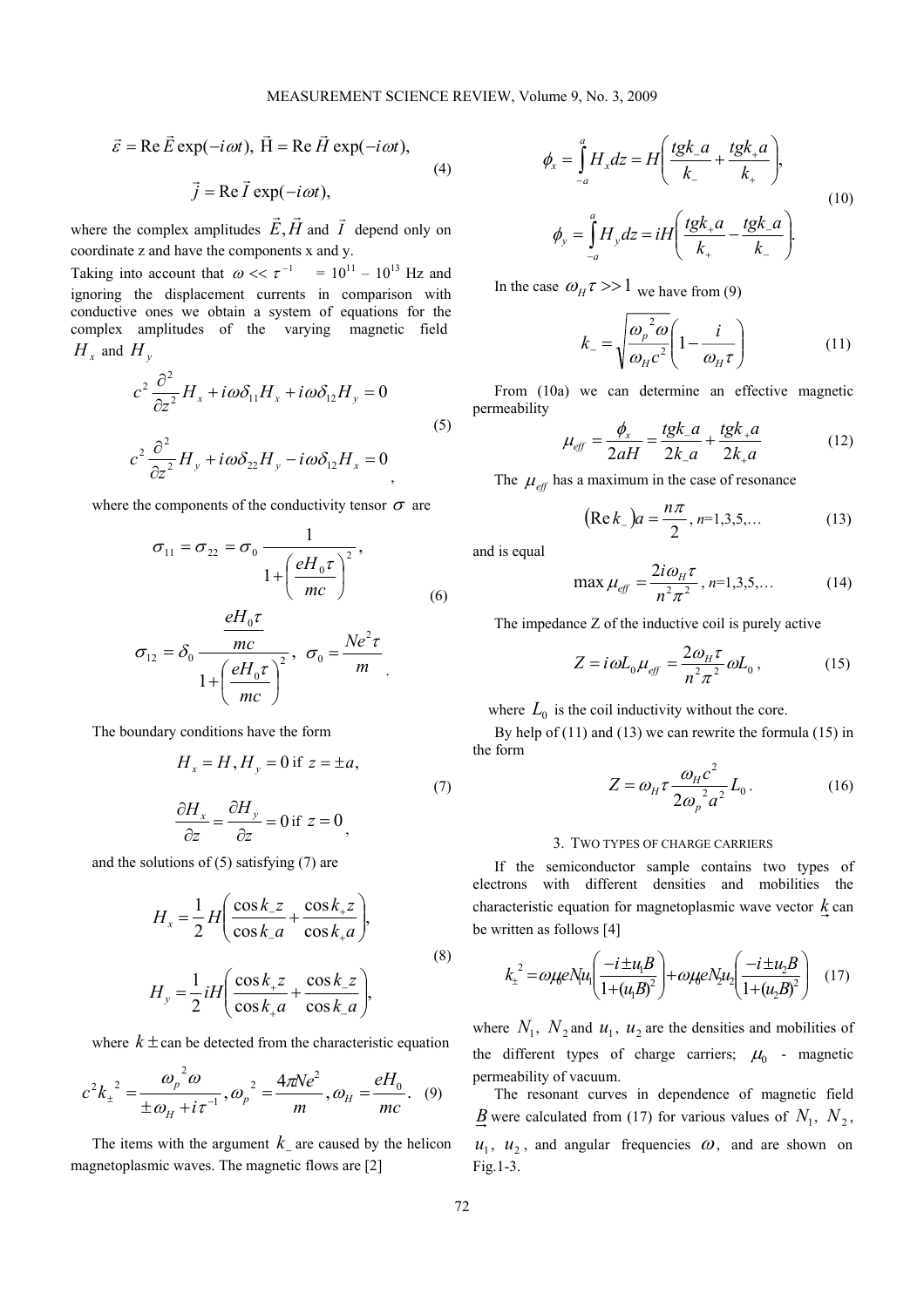$$\vec{\varepsilon} = \mathrm{Re}\,\vec{E}\exp(-i\omega t),\ \vec{\mathrm{H}} = \mathrm{Re}\,\vec{H}\exp(-i\omega t),$$
$$\vec{j} = \mathrm{Re}\,\vec{I}\exp(-i\omega t), \tag{4}$$

where the complex amplitudes $\vec{E}, \vec{H}$ and $\vec{I}$ depend only on coordinate z and have the components x and y.

Taking into account that $\omega << \tau^{-1}$ = $10^{11}$ – $10^{13}$ Hz and ignoring the displacement currents in comparison with conductive ones we obtain a system of equations for the complex amplitudes of the varying magnetic field $H_x$ and $H_y$

$$c^2 \frac{\partial^2}{\partial z^2} H_x + i\omega\delta_{11} H_x + i\omega\delta_{12} H_y = 0$$
$$c^2 \frac{\partial^2}{\partial z^2} H_y + i\omega\delta_{22} H_y - i\omega\delta_{12} H_x = 0 \tag{5}$$

where the components of the conductivity tensor $\sigma$ are

$$\sigma_{11} = \sigma_{22} = \sigma_0 \frac{1}{1 + \left(\frac{eH_0\tau}{mc}\right)^2},$$
$$\sigma_{12} = \delta_0 \frac{\frac{eH_0\tau}{mc}}{1 + \left(\frac{eH_0\tau}{mc}\right)^2},\ \sigma_0 = \frac{Ne^2\tau}{m}. \tag{6}$$

The boundary conditions have the form

$$H_x = H, H_y = 0 \text{ if } z = \pm a,$$
$$\frac{\partial H_x}{\partial z} = \frac{\partial H_y}{\partial z} = 0 \text{ if } z = 0, \tag{7}$$

and the solutions of (5) satisfying (7) are

$$H_x = \frac{1}{2} H\left(\frac{\cos k_- z}{\cos k_- a} + \frac{\cos k_+ z}{\cos k_+ a}\right),$$
$$H_y = \frac{1}{2} iH\left(\frac{\cos k_+ z}{\cos k_+ a} + \frac{\cos k_- z}{\cos k_- a}\right), \tag{8}$$

where $k\pm$ can be detected from the characteristic equation

$$c^2 k_\pm^2 = \frac{\omega_p^2 \omega}{\pm\omega_H + i\tau^{-1}}, \omega_p^2 = \frac{4\pi Ne^2}{m}, \omega_H = \frac{eH_0}{mc}. \tag{9}$$

The items with the argument $k_-$ are caused by the helicon magnetoplasmic waves. The magnetic flows are [2]

$$\phi_x = \int_{-a}^{a} H_x dz = H\left(\frac{tgk_- a}{k_-} + \frac{tgk_+ a}{k_+}\right),$$
$$\phi_y = \int_{-a}^{a} H_y dz = iH\left(\frac{tgk_+ a}{k_+} - \frac{tgk_- a}{k_-}\right). \tag{10}$$

In the case $\omega_H \tau >> 1$ we have from (9)

$$k_- = \sqrt{\frac{\omega_p^2 \omega}{\omega_H c^2}\left(1 - \frac{i}{\omega_H \tau}\right)} \tag{11}$$

From (10a) we can determine an effective magnetic permeability

$$\mu_{eff} = \frac{\phi_x}{2aH} = \frac{tgk_- a}{2k_- a} + \frac{tgk_+ a}{2k_+ a} \tag{12}$$

The $\mu_{eff}$ has a maximum in the case of resonance

$$(\mathrm{Re}\, k_-)a = \frac{n\pi}{2}, n=1,3,5,\ldots \tag{13}$$

and is equal

$$\max \mu_{eff} = \frac{2i\omega_H \tau}{n^2 \pi^2}, n=1,3,5,\ldots \tag{14}$$

The impedance Z of the inductive coil is purely active

$$Z = i\omega L_0 \mu_{eff} = \frac{2\omega_H \tau}{n^2 \pi^2} \omega L_0, \tag{15}$$

where $L_0$ is the coil inductivity without the core.

By help of (11) and (13) we can rewrite the formula (15) in the form

$$Z = \omega_H \tau \frac{\omega_H c^2}{2\omega_p^2 a^2} L_0. \tag{16}$$

## 3. Two types of charge carriers

If the semiconductor sample contains two types of electrons with different densities and mobilities the characteristic equation for magnetoplasmic wave vector $\underset{\rightarrow}{k}$ can be written as follows [4]

$$k_\pm^2 = \omega\mu_0 eN_1 u_1 \left(\frac{-i \pm u_1 B}{1 + (u_1 B)^2}\right) + \omega\mu_0 eN_2 u_2 \left(\frac{-i \pm u_2 B}{1 + (u_2 B)^2}\right) \tag{17}$$

where $N_1$, $N_2$ and $u_1$, $u_2$ are the densities and mobilities of the different types of charge carriers; $\mu_0$ - magnetic permeability of vacuum.

The resonant curves in dependence of magnetic field $\underset{\rightarrow}{B}$ were calculated from (17) for various values of $N_1$, $N_2$, $u_1$, $u_2$, and angular frequencies $\omega$, and are shown on Fig.1-3.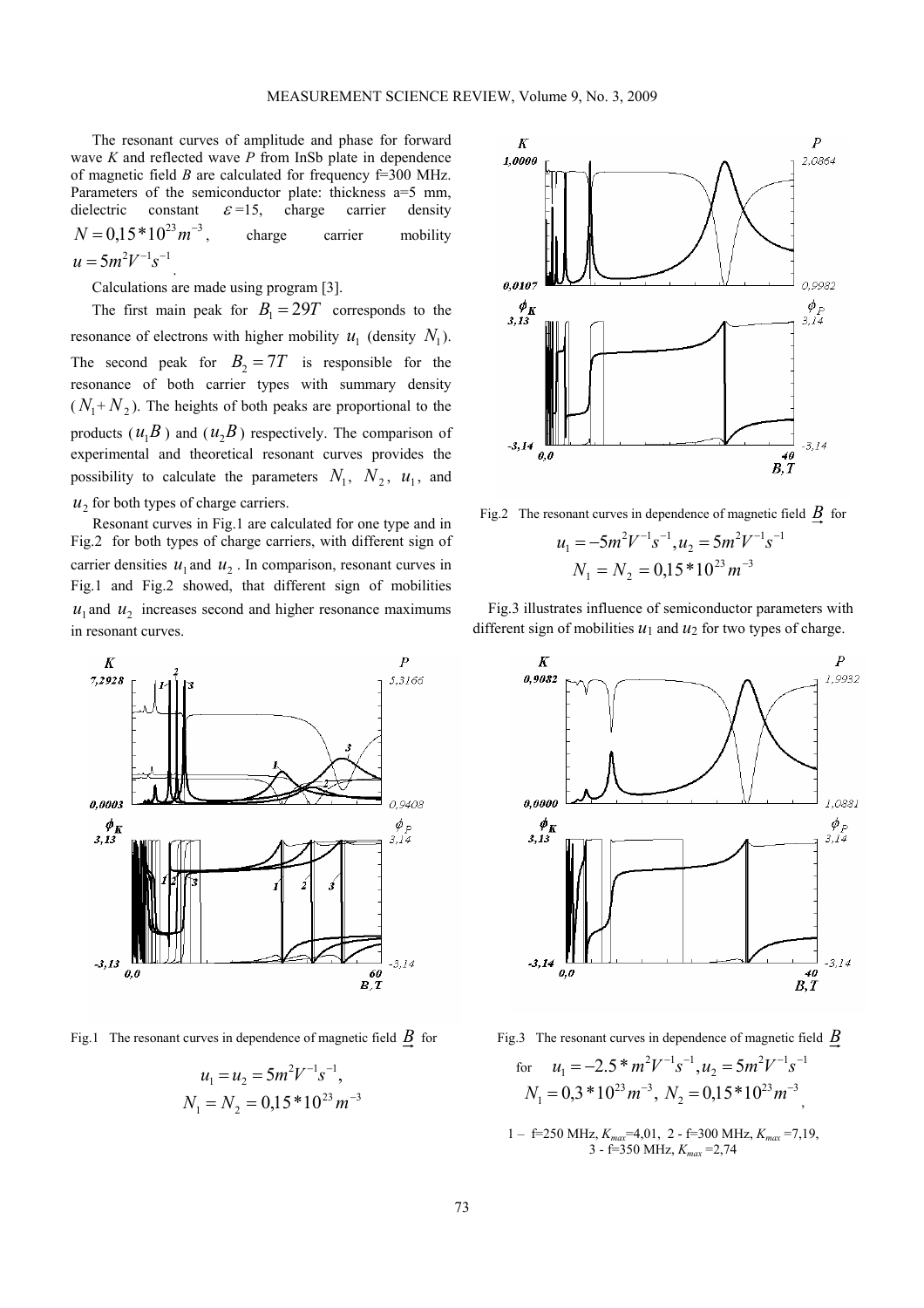The resonant curves of amplitude and phase for forward wave $K$ and reflected wave $P$ from InSb plate in dependence of magnetic field $B$ are calculated for frequency f=300 MHz. Parameters of the semiconductor plate: thickness a=5 mm, dielectric constant $\varepsilon$=15, charge carrier density $N = 0{,}15*10^{23} m^{-3}$, charge carrier mobility $u = 5m^2V^{-1}s^{-1}$.

Calculations are made using program [3].

The first main peak for $B_1 = 29T$ corresponds to the resonance of electrons with higher mobility $u_1$ (density $N_1$). The second peak for $B_2 = 7T$ is responsible for the resonance of both carrier types with summary density ($N_1 + N_2$). The heights of both peaks are proportional to the products ($u_1 B$) and ($u_2 B$) respectively. The comparison of experimental and theoretical resonant curves provides the possibility to calculate the parameters $N_1$, $N_2$, $u_1$, and $u_2$ for both types of charge carriers.

Resonant curves in Fig.1 are calculated for one type and in Fig.2 for both types of charge carriers, with different sign of carrier densities $u_1$ and $u_2$. In comparison, resonant curves in Fig.1 and Fig.2 showed, that different sign of mobilities $u_1$ and $u_2$ increases second and higher resonance maximums in resonant curves.

Fig.1 The resonant curves in dependence of magnetic field $\underset{\rightarrow}{B}$ for

$$u_1 = u_2 = 5m^2V^{-1}s^{-1},$$
$$N_1 = N_2 = 0{,}15*10^{23} m^{-3}$$

Fig.2 The resonant curves in dependence of magnetic field $\underset{\rightarrow}{B}$ for

$$u_1 = -5m^2V^{-1}s^{-1}, u_2 = 5m^2V^{-1}s^{-1}$$
$$N_1 = N_2 = 0{,}15*10^{23} m^{-3}$$

Fig.3 illustrates influence of semiconductor parameters with different sign of mobilities $u_1$ and $u_2$ for two types of charge.

Fig.3 The resonant curves in dependence of magnetic field $\underset{\rightarrow}{B}$ for $u_1 = -2.5*m^2V^{-1}s^{-1}, u_2 = 5m^2V^{-1}s^{-1}$ $N_1 = 0{,}3*10^{23} m^{-3},\ N_2 = 0{,}15*10^{23} m^{-3}$,

1 – f=250 MHz, $K_{max}$=4,01, 2 - f=300 MHz, $K_{max}$ =7,19, 3 - f=350 MHz, $K_{max}$ =2,74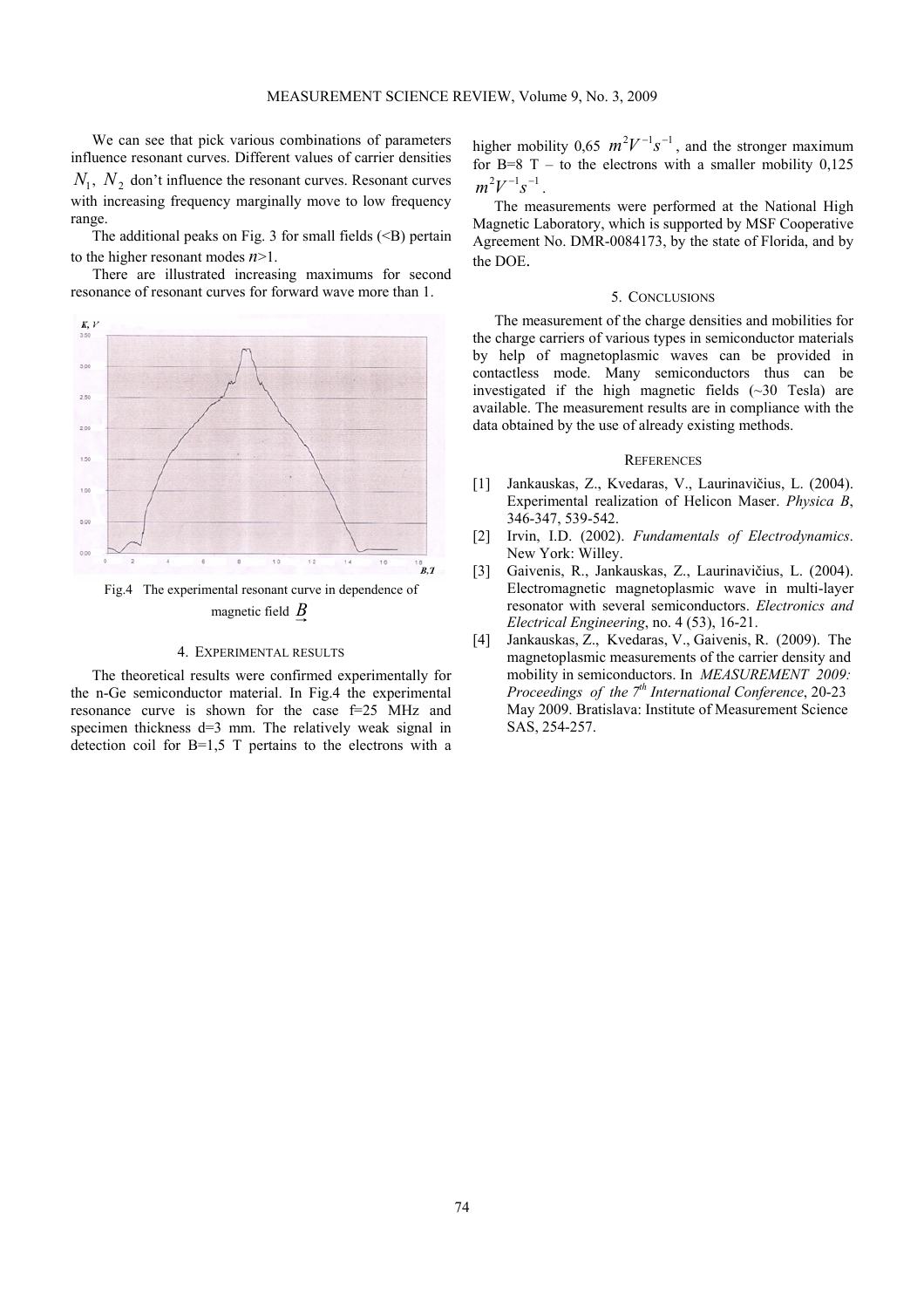We can see that pick various combinations of parameters influence resonant curves. Different values of carrier densities $N_1$, $N_2$ don't influence the resonant curves. Resonant curves with increasing frequency marginally move to low frequency range.

The additional peaks on Fig. 3 for small fields (<B) pertain to the higher resonant modes $n$>1.

There are illustrated increasing maximums for second resonance of resonant curves for forward wave more than 1.

K, V

3.50
3.00
2.50
2.00
1.50
1.00
0.50
0.00

0 2 4 6 8 10 12 14 16 18

B,T

Fig.4 The experimental resonant curve in dependence of magnetic field $\vec{B}$

## 4. Experimental results

The theoretical results were confirmed experimentally for the n-Ge semiconductor material. In Fig.4 the experimental resonance curve is shown for the case f=25 MHz and specimen thickness d=3 mm. The relatively weak signal in detection coil for B=1,5 T pertains to the electrons with a higher mobility 0,65 $m^2V^{-1}s^{-1}$, and the stronger maximum for B=8 T – to the electrons with a smaller mobility 0,125 $m^2V^{-1}s^{-1}$.

The measurements were performed at the National High Magnetic Laboratory, which is supported by MSF Cooperative Agreement No. DMR-0084173, by the state of Florida, and by the DOE.

## 5. Conclusions

The measurement of the charge densities and mobilities for the charge carriers of various types in semiconductor materials by help of magnetoplasmic waves can be provided in contactless mode. Many semiconductors thus can be investigated if the high magnetic fields (~30 Tesla) are available. The measurement results are in compliance with the data obtained by the use of already existing methods.

## References

[1] Jankauskas, Z., Kvedaras, V., Laurinavičius, L. (2004). Experimental realization of Helicon Maser. *Physica B*, 346-347, 539-542.

[2] Irvin, I.D. (2002). *Fundamentals of Electrodynamics*. New York: Willey.

[3] Gaivenis, R., Jankauskas, Z., Laurinavičius, L. (2004). Electromagnetic magnetoplasmic wave in multi-layer resonator with several semiconductors. *Electronics and Electrical Engineering*, no. 4 (53), 16-21.

[4] Jankauskas, Z., Kvedaras, V., Gaivenis, R. (2009). The magnetoplasmic measurements of the carrier density and mobility in semiconductors. In *MEASUREMENT 2009: Proceedings of the 7th International Conference*, 20-23 May 2009. Bratislava: Institute of Measurement Science SAS, 254-257.